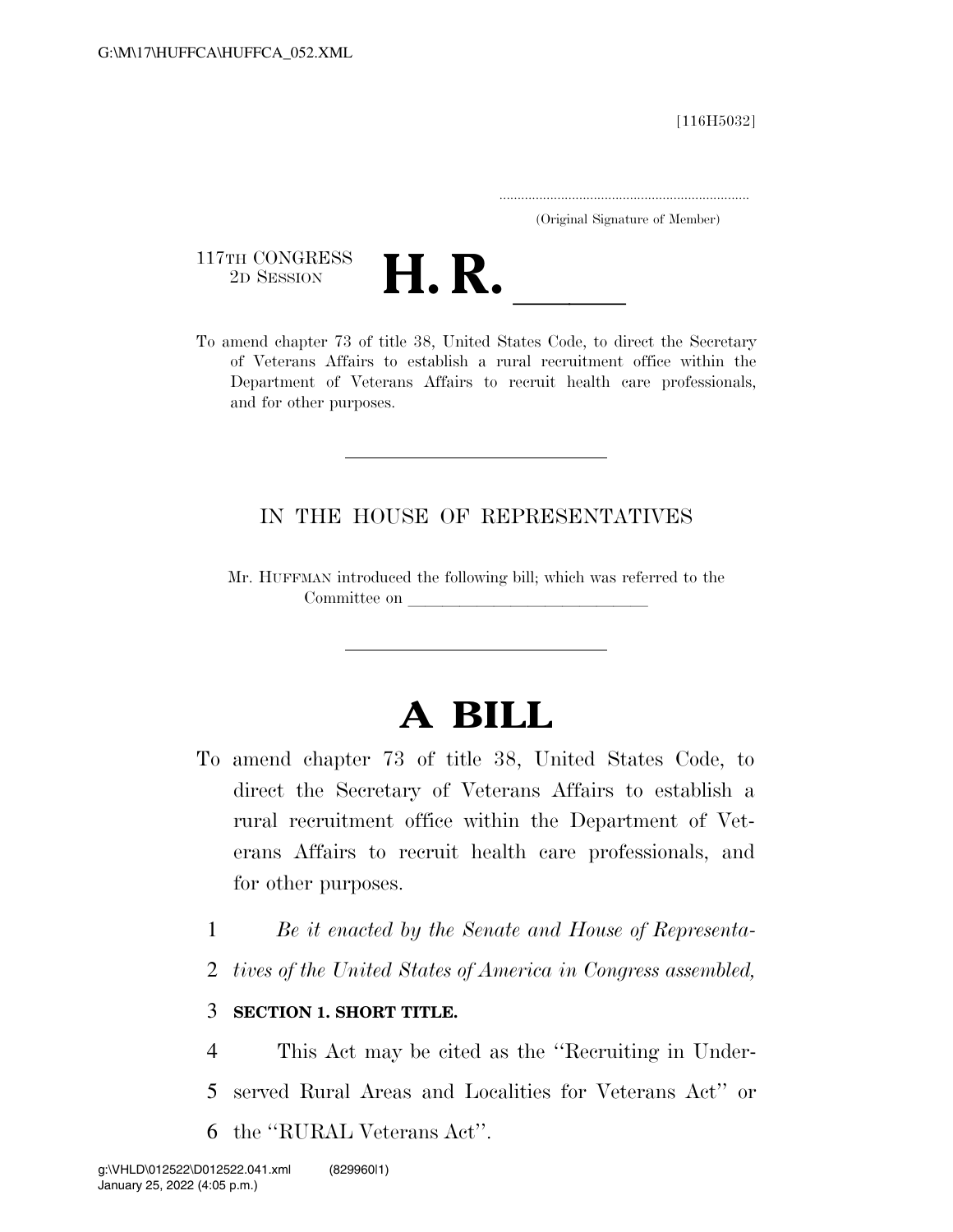[116H5032]

.....................................................................
(Original Signature of Member)

117TH CONGRESS
2D SESSION

# H. R. ______

To amend chapter 73 of title 38, United States Code, to direct the Secretary of Veterans Affairs to establish a rural recruitment office within the Department of Veterans Affairs to recruit health care professionals, and for other purposes.

IN THE HOUSE OF REPRESENTATIVES

Mr. HUFFMAN introduced the following bill; which was referred to the Committee on ______________________________

# A BILL

To amend chapter 73 of title 38, United States Code, to direct the Secretary of Veterans Affairs to establish a rural recruitment office within the Department of Veterans Affairs to recruit health care professionals, and for other purposes.

1 *Be it enacted by the Senate and House of Representa-*
2 *tives of the United States of America in Congress assembled,*

3 **SECTION 1. SHORT TITLE.**

4 This Act may be cited as the ''Recruiting in Under-
5 served Rural Areas and Localities for Veterans Act'' or
6 the ''RURAL Veterans Act''.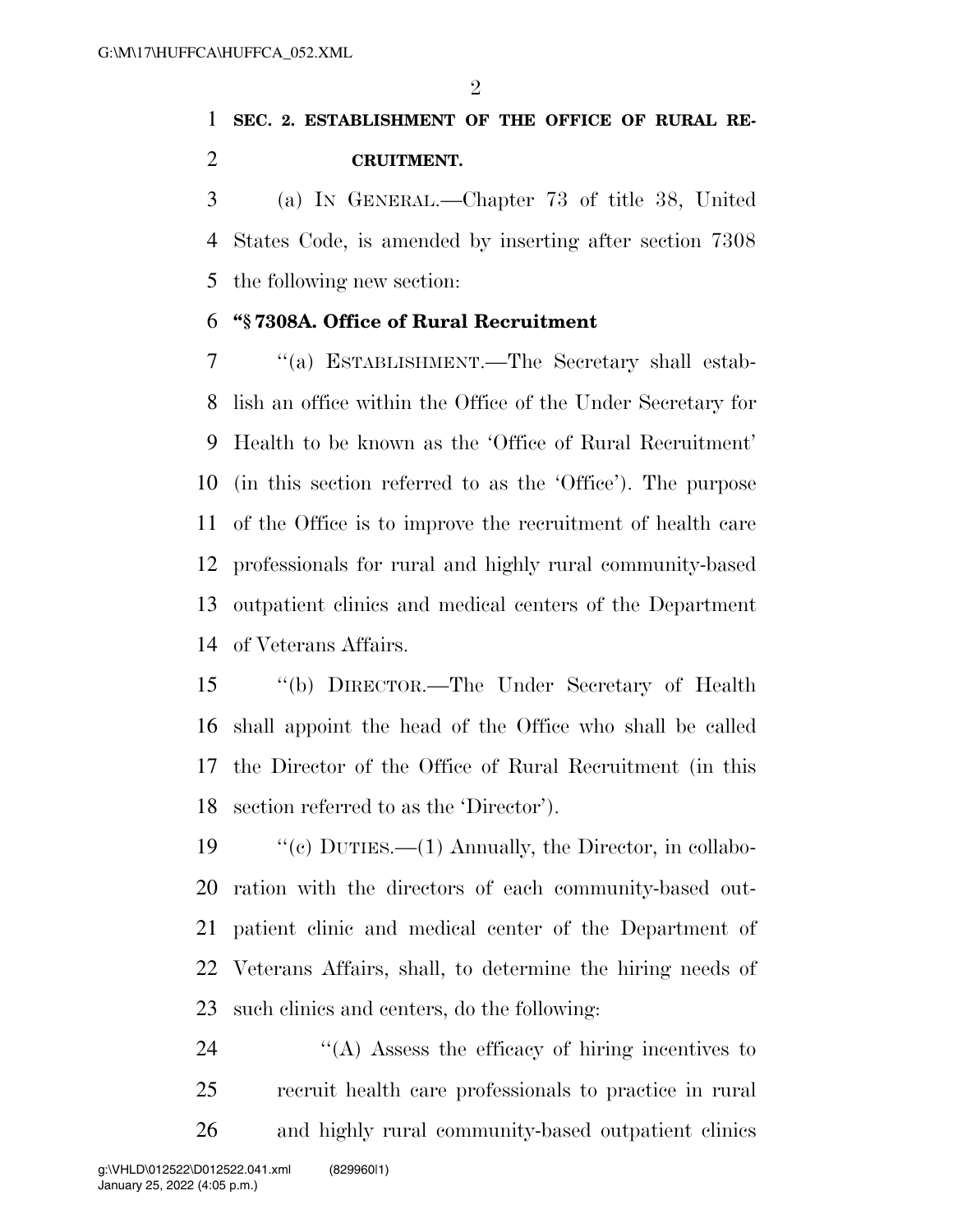**SEC. 2. ESTABLISHMENT OF THE OFFICE OF RURAL RECRUITMENT.**

(a) IN GENERAL.—Chapter 73 of title 38, United States Code, is amended by inserting after section 7308 the following new section:

**"§ 7308A. Office of Rural Recruitment**

"(a) ESTABLISHMENT.—The Secretary shall establish an office within the Office of the Under Secretary for Health to be known as the 'Office of Rural Recruitment' (in this section referred to as the 'Office'). The purpose of the Office is to improve the recruitment of health care professionals for rural and highly rural community-based outpatient clinics and medical centers of the Department of Veterans Affairs.

"(b) DIRECTOR.—The Under Secretary of Health shall appoint the head of the Office who shall be called the Director of the Office of Rural Recruitment (in this section referred to as the 'Director').

"(c) DUTIES.—(1) Annually, the Director, in collaboration with the directors of each community-based outpatient clinic and medical center of the Department of Veterans Affairs, shall, to determine the hiring needs of such clinics and centers, do the following:

"(A) Assess the efficacy of hiring incentives to recruit health care professionals to practice in rural and highly rural community-based outpatient clinics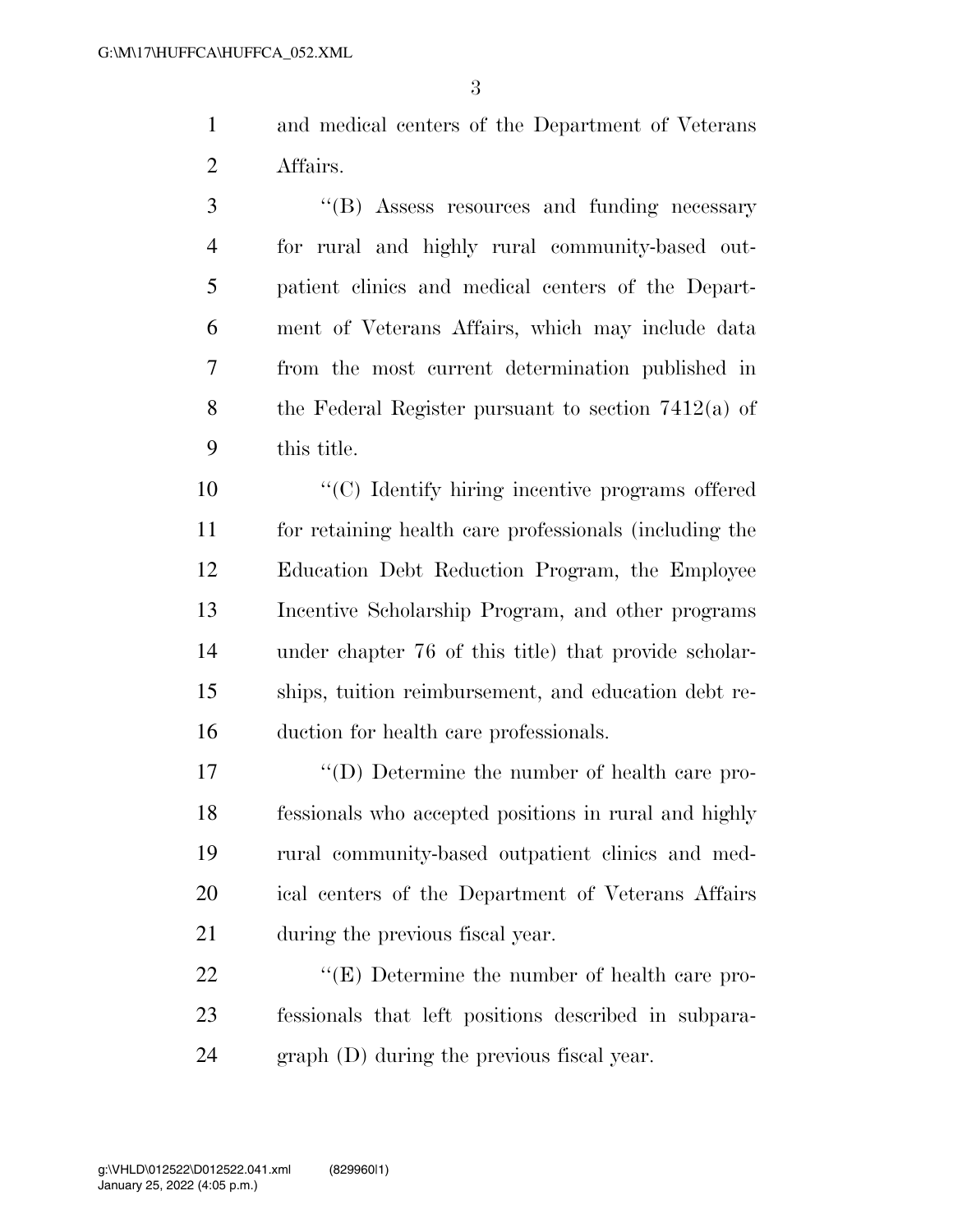and medical centers of the Department of Veterans Affairs.

''(B) Assess resources and funding necessary for rural and highly rural community-based outpatient clinics and medical centers of the Department of Veterans Affairs, which may include data from the most current determination published in the Federal Register pursuant to section 7412(a) of this title.

''(C) Identify hiring incentive programs offered for retaining health care professionals (including the Education Debt Reduction Program, the Employee Incentive Scholarship Program, and other programs under chapter 76 of this title) that provide scholarships, tuition reimbursement, and education debt reduction for health care professionals.

''(D) Determine the number of health care professionals who accepted positions in rural and highly rural community-based outpatient clinics and medical centers of the Department of Veterans Affairs during the previous fiscal year.

''(E) Determine the number of health care professionals that left positions described in subparagraph (D) during the previous fiscal year.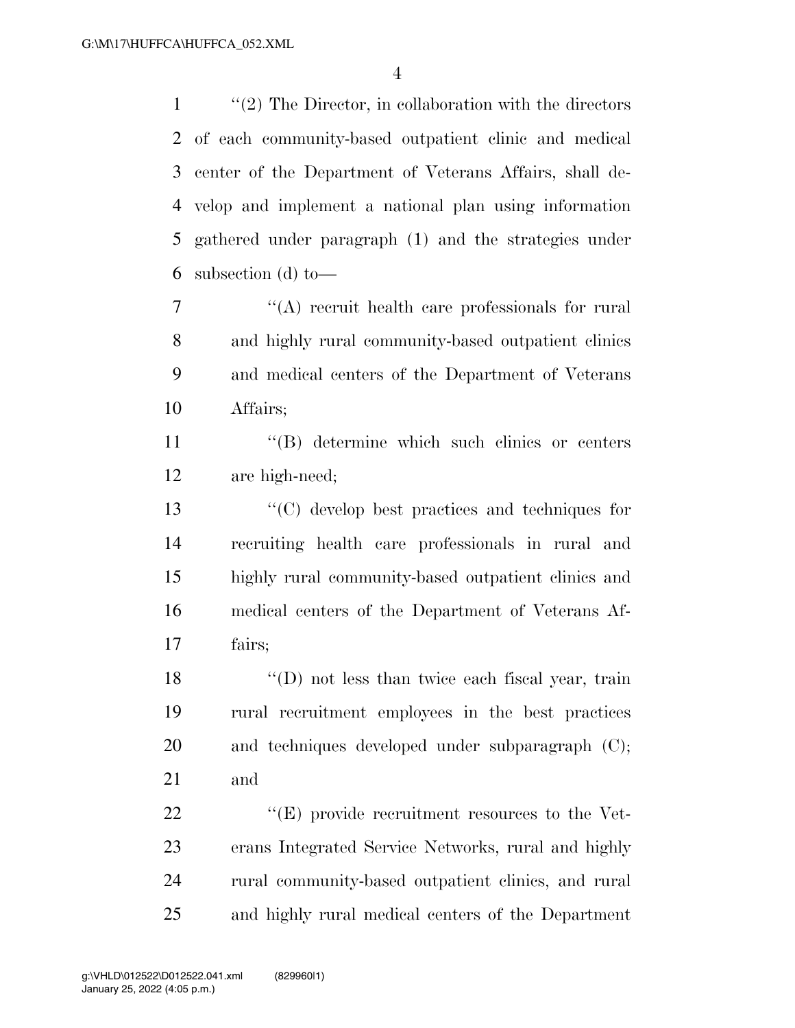''(2) The Director, in collaboration with the directors of each community-based outpatient clinic and medical center of the Department of Veterans Affairs, shall develop and implement a national plan using information gathered under paragraph (1) and the strategies under subsection (d) to—

''(A) recruit health care professionals for rural and highly rural community-based outpatient clinics and medical centers of the Department of Veterans Affairs;

''(B) determine which such clinics or centers are high-need;

''(C) develop best practices and techniques for recruiting health care professionals in rural and highly rural community-based outpatient clinics and medical centers of the Department of Veterans Affairs;

''(D) not less than twice each fiscal year, train rural recruitment employees in the best practices and techniques developed under subparagraph (C); and

''(E) provide recruitment resources to the Veterans Integrated Service Networks, rural and highly rural community-based outpatient clinics, and rural and highly rural medical centers of the Department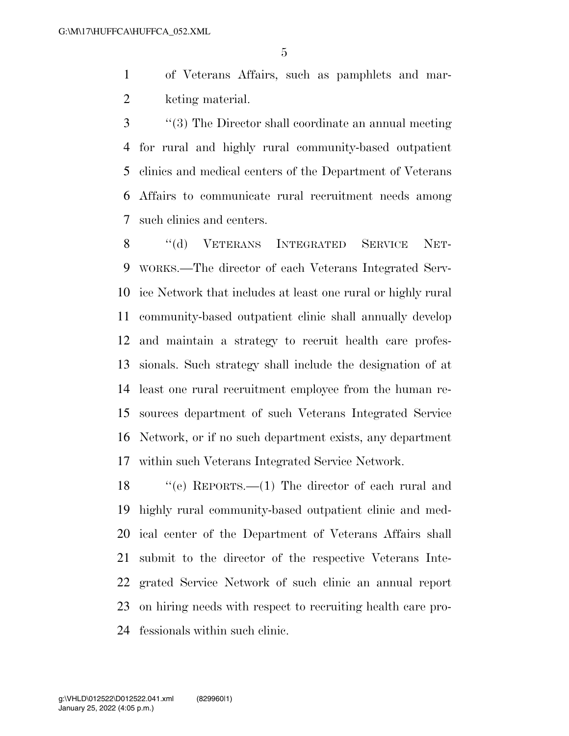of Veterans Affairs, such as pamphlets and marketing material.

''(3) The Director shall coordinate an annual meeting for rural and highly rural community-based outpatient clinics and medical centers of the Department of Veterans Affairs to communicate rural recruitment needs among such clinics and centers.

''(d) VETERANS INTEGRATED SERVICE NETWORKS.—The director of each Veterans Integrated Service Network that includes at least one rural or highly rural community-based outpatient clinic shall annually develop and maintain a strategy to recruit health care professionals. Such strategy shall include the designation of at least one rural recruitment employee from the human resources department of such Veterans Integrated Service Network, or if no such department exists, any department within such Veterans Integrated Service Network.

''(e) REPORTS.—(1) The director of each rural and highly rural community-based outpatient clinic and medical center of the Department of Veterans Affairs shall submit to the director of the respective Veterans Integrated Service Network of such clinic an annual report on hiring needs with respect to recruiting health care professionals within such clinic.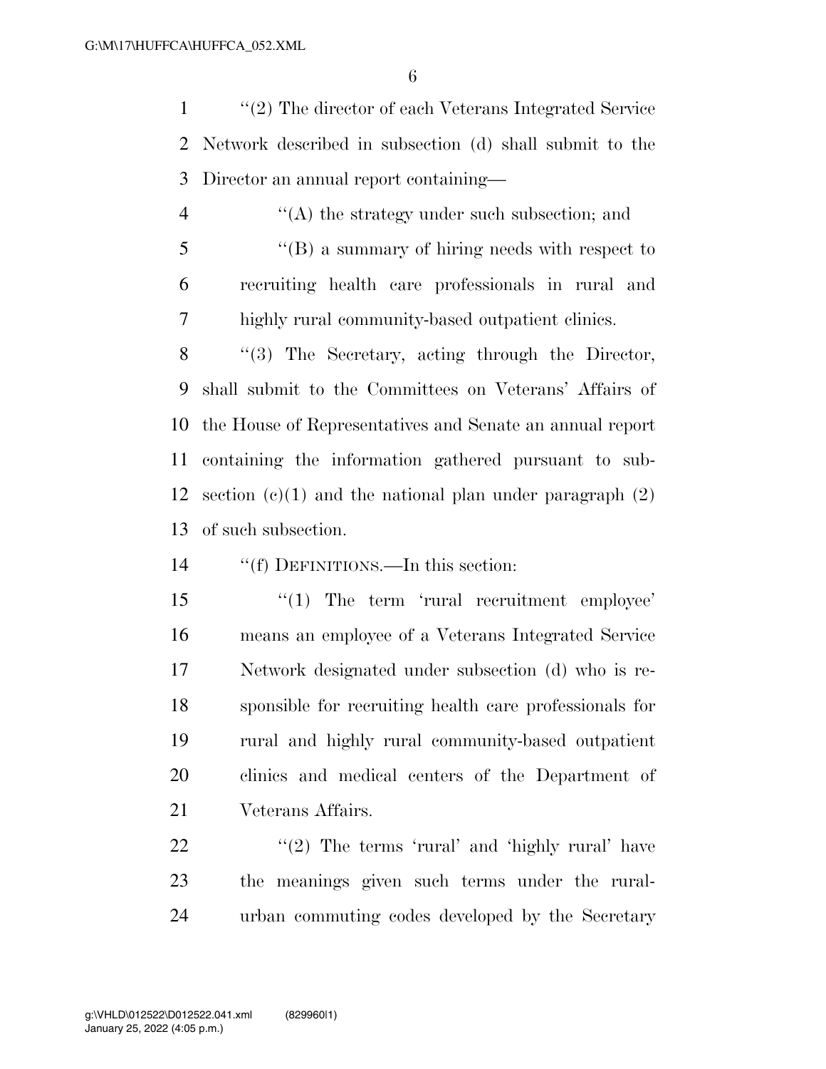''(2) The director of each Veterans Integrated Service Network described in subsection (d) shall submit to the Director an annual report containing—

''(A) the strategy under such subsection; and

''(B) a summary of hiring needs with respect to recruiting health care professionals in rural and highly rural community-based outpatient clinics.

''(3) The Secretary, acting through the Director, shall submit to the Committees on Veterans' Affairs of the House of Representatives and Senate an annual report containing the information gathered pursuant to subsection (c)(1) and the national plan under paragraph (2) of such subsection.

''(f) DEFINITIONS.—In this section:

''(1) The term 'rural recruitment employee' means an employee of a Veterans Integrated Service Network designated under subsection (d) who is responsible for recruiting health care professionals for rural and highly rural community-based outpatient clinics and medical centers of the Department of Veterans Affairs.

''(2) The terms 'rural' and 'highly rural' have the meanings given such terms under the rural-urban commuting codes developed by the Secretary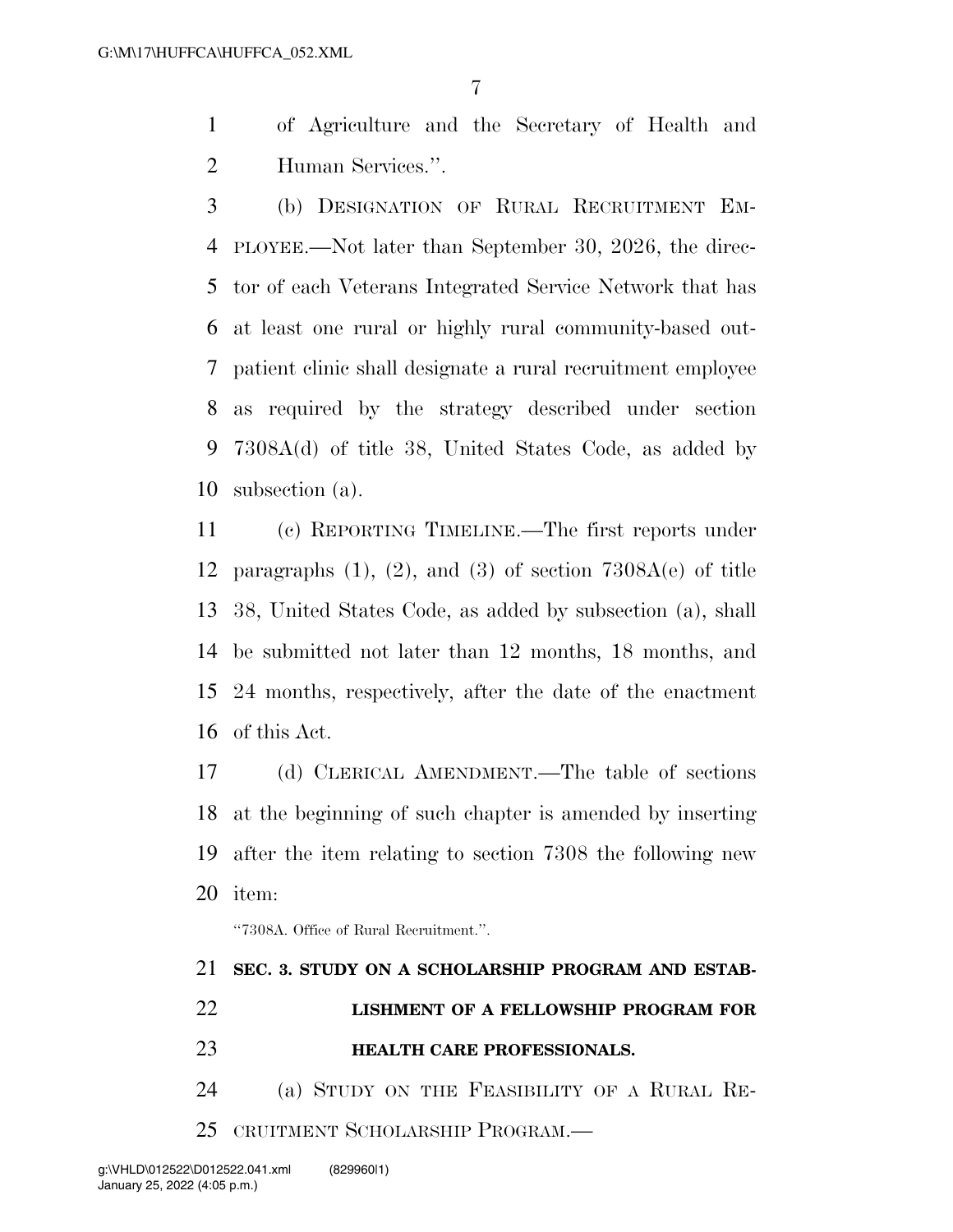of Agriculture and the Secretary of Health and Human Services.''.

(b) DESIGNATION OF RURAL RECRUITMENT EMPLOYEE.—Not later than September 30, 2026, the director of each Veterans Integrated Service Network that has at least one rural or highly rural community-based outpatient clinic shall designate a rural recruitment employee as required by the strategy described under section 7308A(d) of title 38, United States Code, as added by subsection (a).

(c) REPORTING TIMELINE.—The first reports under paragraphs (1), (2), and (3) of section 7308A(e) of title 38, United States Code, as added by subsection (a), shall be submitted not later than 12 months, 18 months, and 24 months, respectively, after the date of the enactment of this Act.

(d) CLERICAL AMENDMENT.—The table of sections at the beginning of such chapter is amended by inserting after the item relating to section 7308 the following new item:

``7308A. Office of Rural Recruitment.''.

**SEC. 3. STUDY ON A SCHOLARSHIP PROGRAM AND ESTABLISHMENT OF A FELLOWSHIP PROGRAM FOR HEALTH CARE PROFESSIONALS.**

(a) STUDY ON THE FEASIBILITY OF A RURAL RECRUITMENT SCHOLARSHIP PROGRAM.—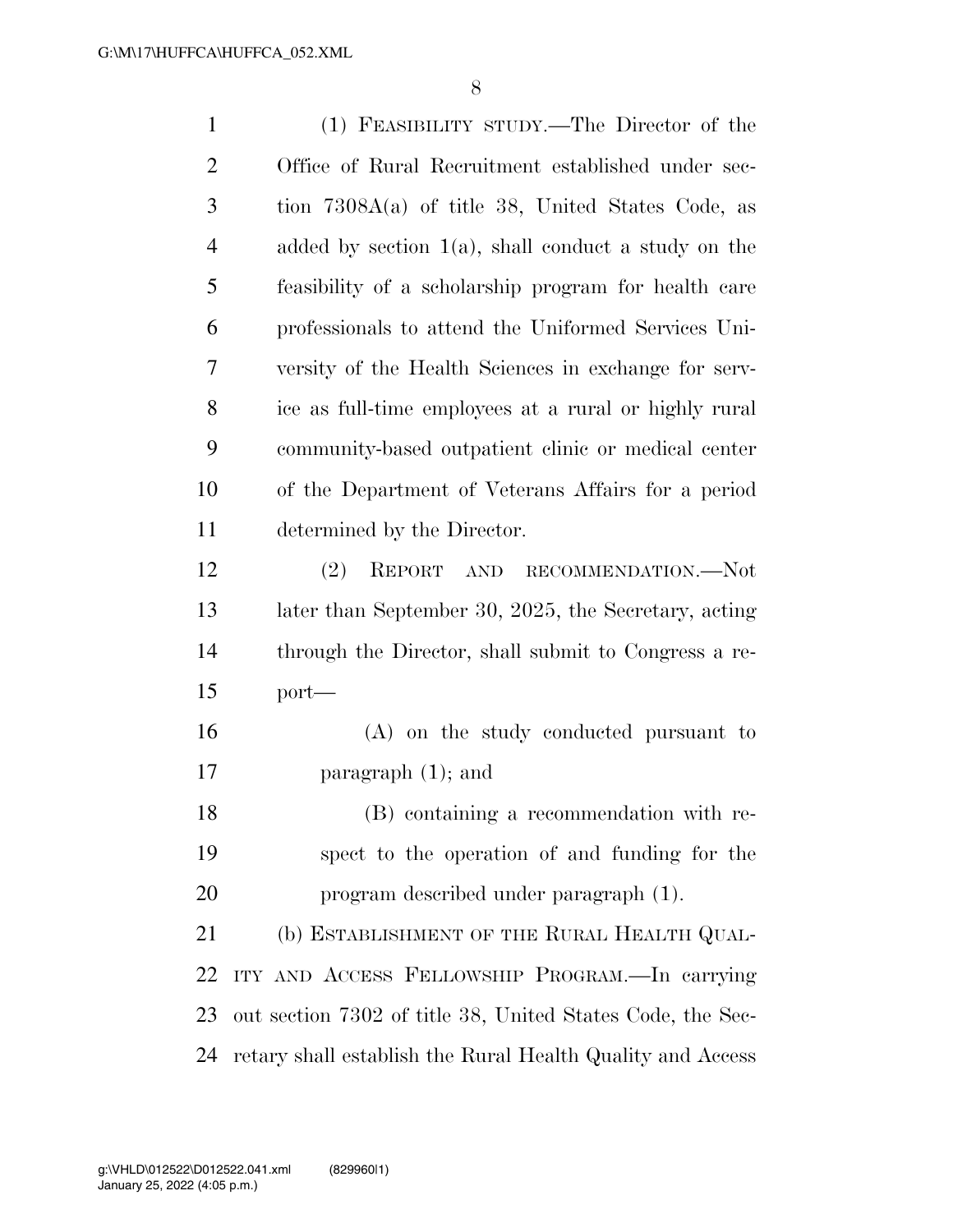(1) FEASIBILITY STUDY.—The Director of the Office of Rural Recruitment established under section 7308A(a) of title 38, United States Code, as added by section 1(a), shall conduct a study on the feasibility of a scholarship program for health care professionals to attend the Uniformed Services University of the Health Sciences in exchange for service as full-time employees at a rural or highly rural community-based outpatient clinic or medical center of the Department of Veterans Affairs for a period determined by the Director.

(2) REPORT AND RECOMMENDATION.—Not later than September 30, 2025, the Secretary, acting through the Director, shall submit to Congress a report—

(A) on the study conducted pursuant to paragraph (1); and

(B) containing a recommendation with respect to the operation of and funding for the program described under paragraph (1).

(b) ESTABLISHMENT OF THE RURAL HEALTH QUALITY AND ACCESS FELLOWSHIP PROGRAM.—In carrying out section 7302 of title 38, United States Code, the Secretary shall establish the Rural Health Quality and Access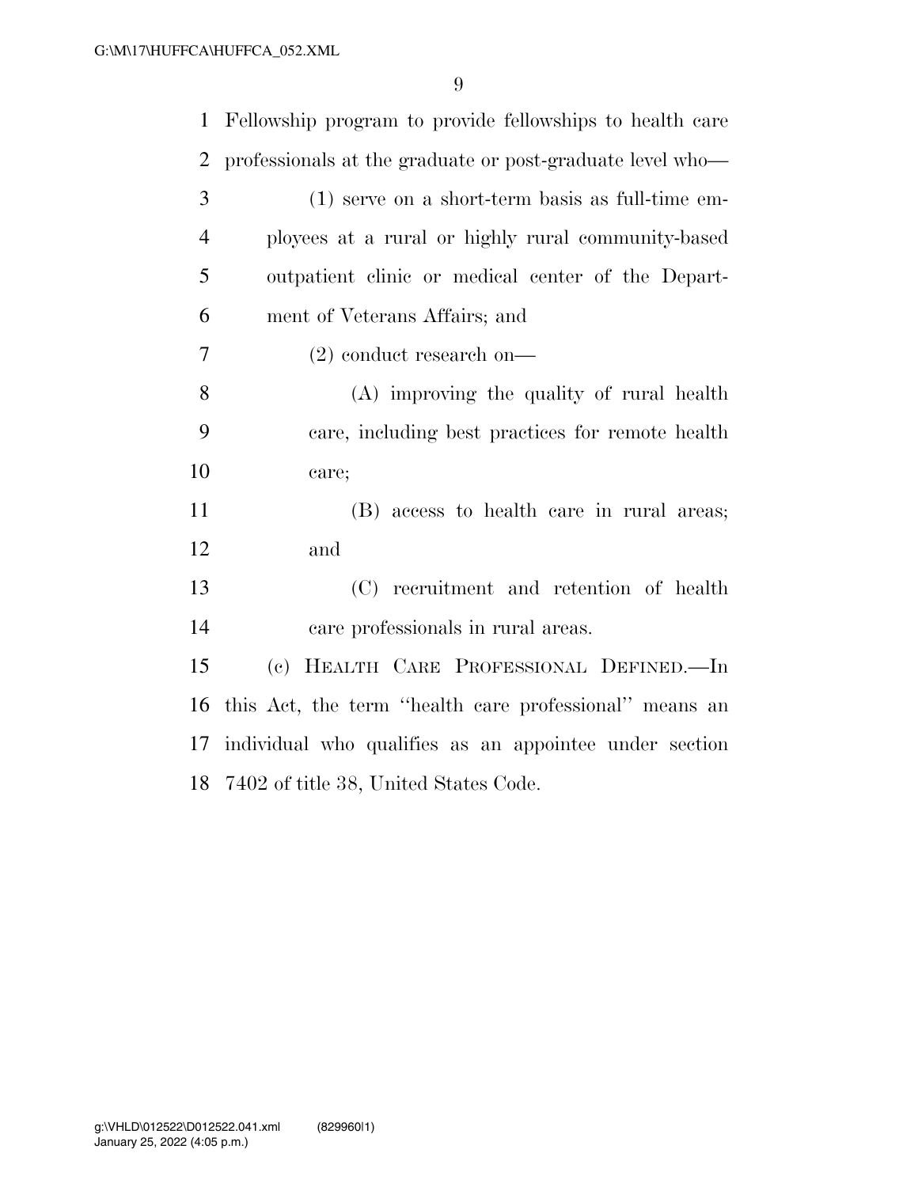Fellowship program to provide fellowships to health care professionals at the graduate or post-graduate level who—

(1) serve on a short-term basis as full-time employees at a rural or highly rural community-based outpatient clinic or medical center of the Department of Veterans Affairs; and

(2) conduct research on—

(A) improving the quality of rural health care, including best practices for remote health care;

(B) access to health care in rural areas; and

(C) recruitment and retention of health care professionals in rural areas.

(c) HEALTH CARE PROFESSIONAL DEFINED.—In this Act, the term ''health care professional'' means an individual who qualifies as an appointee under section 7402 of title 38, United States Code.